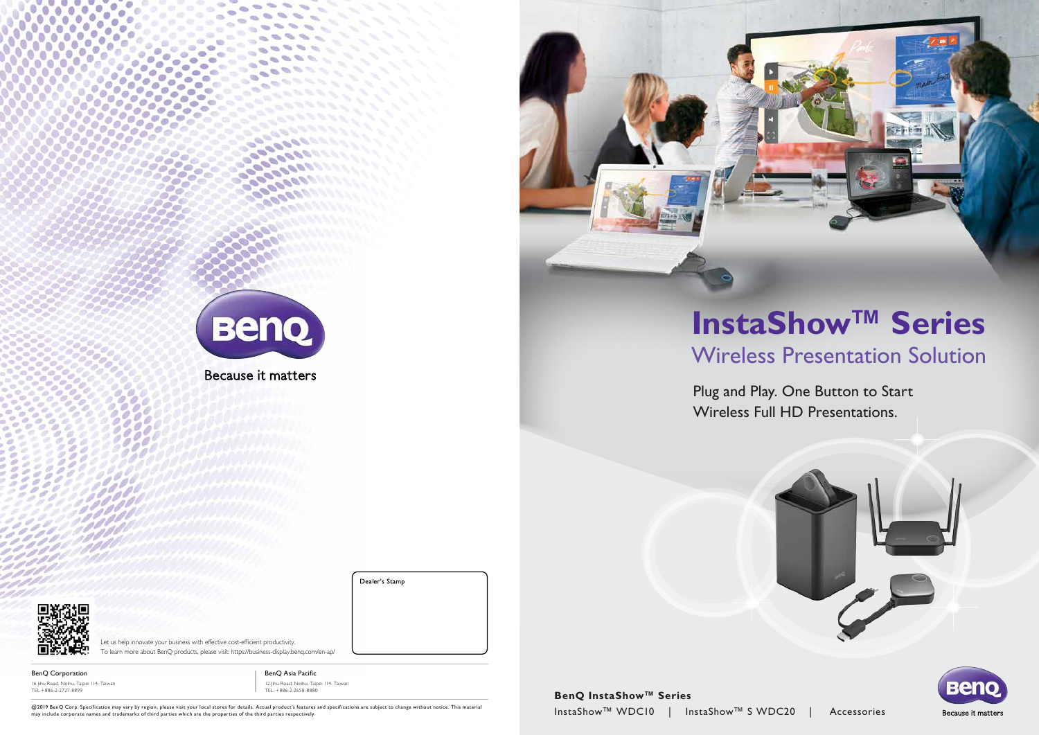# InstaShow™ Series

## Wireless Presentation Solution

Plug and Play. One Button to Start Wireless Full HD Presentations.

**BenQ InstaShow™ Series**

InstaShow™ WDC10 | InstaShow™ S WDC20 | Accessories

Because it matters

---

Because it matters

Dealer's Stamp

Let us help innovate your business with effective cost-efficient productivity.
To learn more about BenQ products, please visit: https://business-display.benq.com/en-ap/

**BenQ Corporation**
16 Jihu Road, Neihu, Taipei 114, Taiwan
TEL +886-2-2727-8899

**BenQ Asia Pacific**
12 Jihu Road, Neihu, Taipei 114, Taiwan
TEL: +886-2-2658-8880

@2019 BenQ Corp. Specification may vary by region, please visit your local stores for details. Actual product's features and specifications are subject to change without notice. This material may include corporate names and trademarks of third parties which are the properties of the third parties respectively.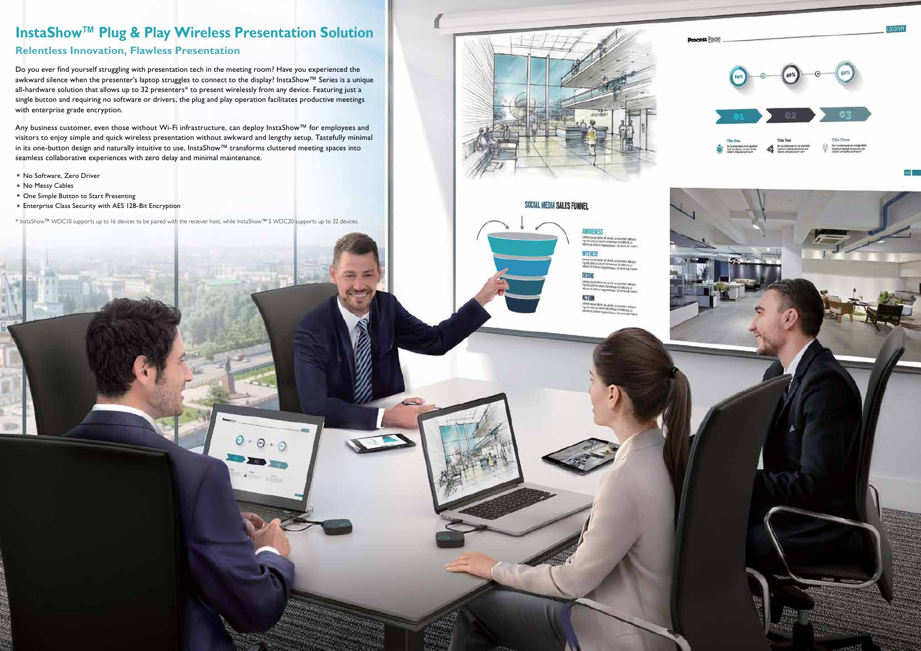# InstaShow™ Plug & Play Wireless Presentation Solution

## Relentless Innovation, Flawless Presentation

Do you ever find yourself struggling with presentation tech in the meeting room? Have you experienced the awkward silence when the presenter's laptop struggles to connect to the display? InstaShow™ Series is a unique all-hardware solution that allows up to 32 presenters* to present wirelessly from any device. Featuring just a single button and requiring no software or drivers, the plug and play operation facilitates productive meetings with enterprise grade encryption.

Any business customer, even those without Wi-Fi infrastructure, can deploy InstaShow™ for employees and visitors to enjoy simple and quick wireless presentation without awkward and lengthy setup. Tastefully minimal in its one-button design and naturally intuitive to use, InstaShow™ transforms cluttered meeting spaces into seamless collaborative experiences with zero delay and minimal maintenance.

- No Software, Zero Driver
- No Messy Cables
- One Simple Button to Start Presenting
- Enterprise Class Security with AES 128-Bit Encryption

* InstaShow™ WDC10 supports up to 16 devices to be paired with the receiver host, while InstaShow™ S WDC20 supports up to 32 devices.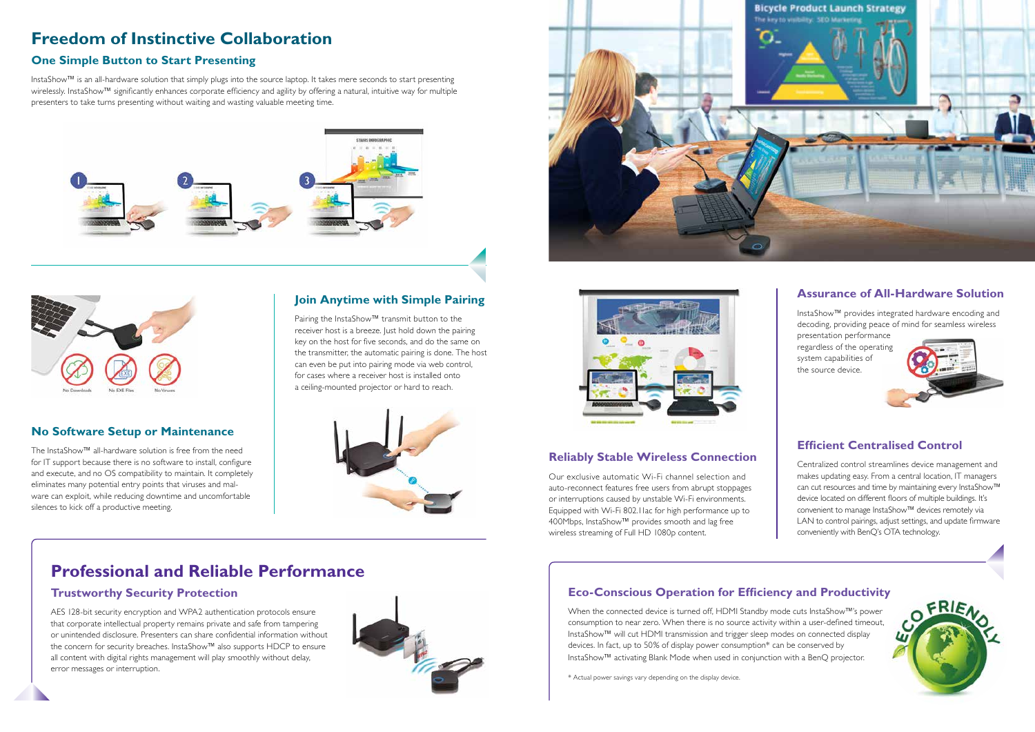# Freedom of Instinctive Collaboration

## One Simple Button to Start Presenting

InstaShow™ is an all-hardware solution that simply plugs into the source laptop. It takes mere seconds to start presenting wirelessly. InstaShow™ significantly enhances corporate efficiency and agility by offering a natural, intuitive way for multiple presenters to take turns presenting without waiting and wasting valuable meeting time.

## No Software Setup or Maintenance

The InstaShow™ all-hardware solution is free from the need for IT support because there is no software to install, configure and execute, and no OS compatibility to maintain. It completely eliminates many potential entry points that viruses and malware can exploit, while reducing downtime and uncomfortable silences to kick off a productive meeting.

## Join Anytime with Simple Pairing

Pairing the InstaShow™ transmit button to the receiver host is a breeze. Just hold down the pairing key on the host for five seconds, and do the same on the transmitter, the automatic pairing is done. The host can even be put into pairing mode via web control, for cases where a receiver host is installed onto a ceiling-mounted projector or hard to reach.

## Reliably Stable Wireless Connection

Our exclusive automatic Wi-Fi channel selection and auto-reconnect features free users from abrupt stoppages or interruptions caused by unstable Wi-Fi environments. Equipped with Wi-Fi 802.11ac for high performance up to 400Mbps, InstaShow™ provides smooth and lag free wireless streaming of Full HD 1080p content.

## Assurance of All-Hardware Solution

InstaShow™ provides integrated hardware encoding and decoding, providing peace of mind for seamless wireless presentation performance regardless of the operating system capabilities of the source device.

## Efficient Centralised Control

Centralized control streamlines device management and makes updating easy. From a central location, IT managers can cut resources and time by maintaining every InstaShow™ device located on different floors of multiple buildings. It's convenient to manage InstaShow™ devices remotely via LAN to control pairings, adjust settings, and update firmware conveniently with BenQ's OTA technology.

# Professional and Reliable Performance

## Trustworthy Security Protection

AES 128-bit security encryption and WPA2 authentication protocols ensure that corporate intellectual property remains private and safe from tampering or unintended disclosure. Presenters can share confidential information without the concern for security breaches. InstaShow™ also supports HDCP to ensure all content with digital rights management will play smoothly without delay, error messages or interruption.

## Eco-Conscious Operation for Efficiency and Productivity

When the connected device is turned off, HDMI Standby mode cuts InstaShow™'s power consumption to near zero. When there is no source activity within a user-defined timeout, InstaShow™ will cut HDMI transmission and trigger sleep modes on connected display devices. In fact, up to 50% of display power consumption* can be conserved by InstaShow™ activating Blank Mode when used in conjunction with a BenQ projector.

\* Actual power savings vary depending on the display device.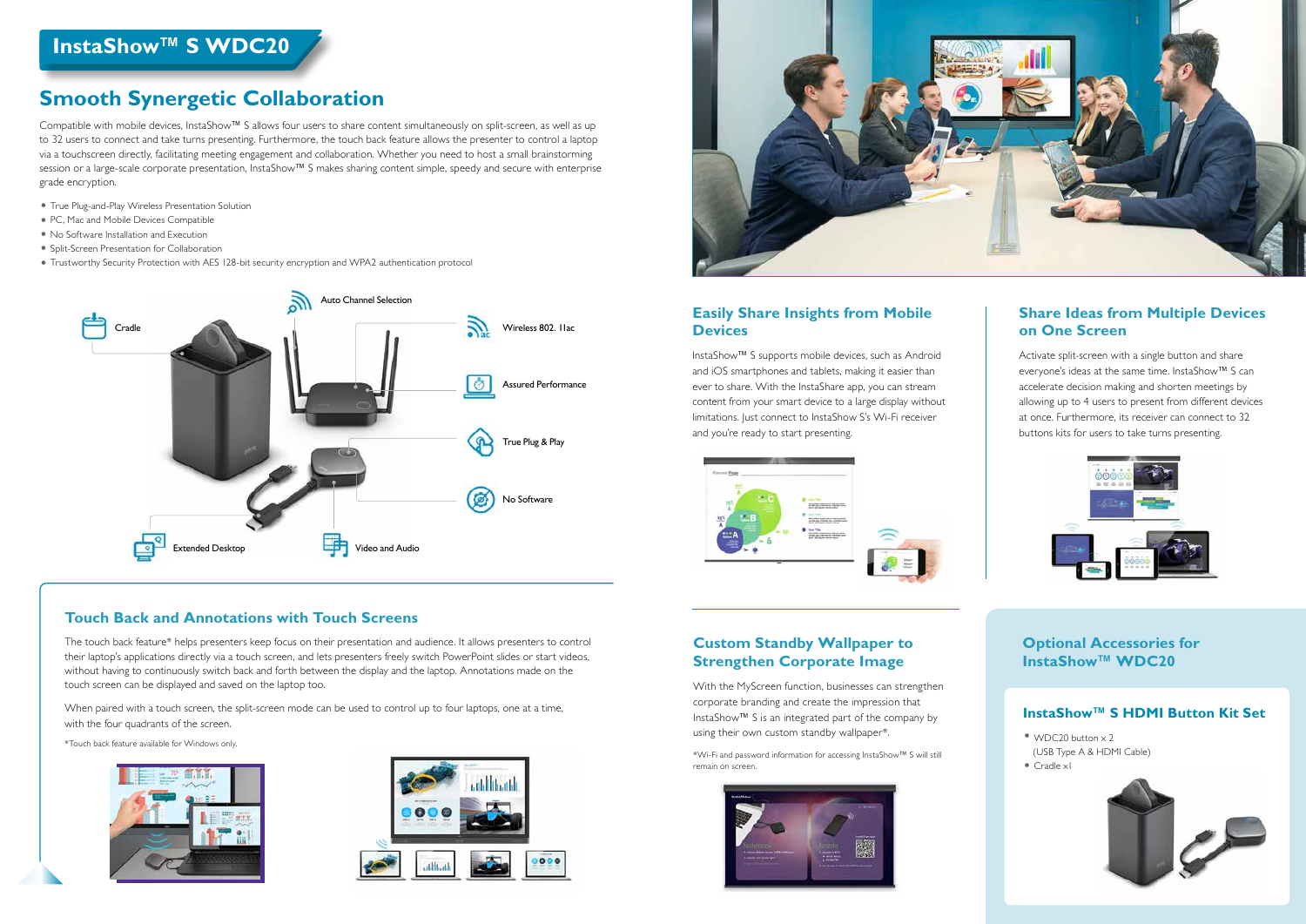# InstaShow™ S WDC20

## Smooth Synergetic Collaboration

Compatible with mobile devices, InstaShow™ S allows four users to share content simultaneously on split-screen, as well as up to 32 users to connect and take turns presenting. Furthermore, the touch back feature allows the presenter to control a laptop via a touchscreen directly, facilitating meeting engagement and collaboration. Whether you need to host a small brainstorming session or a large-scale corporate presentation, InstaShow™ S makes sharing content simple, speedy and secure with enterprise grade encryption.

- True Plug-and-Play Wireless Presentation Solution
- PC, Mac and Mobile Devices Compatible
- No Software Installation and Execution
- Split-Screen Presentation for Collaboration
- Trustworthy Security Protection with AES 128-bit security encryption and WPA2 authentication protocol

Cradle

Auto Channel Selection

Wireless 802. 11ac

Assured Performance

True Plug & Play

No Software

Extended Desktop

Video and Audio

### Touch Back and Annotations with Touch Screens

The touch back feature* helps presenters keep focus on their presentation and audience. It allows presenters to control their laptop's applications directly via a touch screen, and lets presenters freely switch PowerPoint slides or start videos, without having to continuously switch back and forth between the display and the laptop. Annotations made on the touch screen can be displayed and saved on the laptop too.

When paired with a touch screen, the split-screen mode can be used to control up to four laptops, one at a time, with the four quadrants of the screen.

*Touch back feature available for Windows only.

### Easily Share Insights from Mobile Devices

InstaShow™ S supports mobile devices, such as Android and iOS smartphones and tablets, making it easier than ever to share. With the InstaShare app, you can stream content from your smart device to a large display without limitations. Just connect to InstaShow S's Wi-Fi receiver and you're ready to start presenting.

### Share Ideas from Multiple Devices on One Screen

Activate split-screen with a single button and share everyone's ideas at the same time. InstaShow™ S can accelerate decision making and shorten meetings by allowing up to 4 users to present from different devices at once. Furthermore, its receiver can connect to 32 buttons kits for users to take turns presenting.

### Custom Standby Wallpaper to Strengthen Corporate Image

With the MyScreen function, businesses can strengthen corporate branding and create the impression that InstaShow™ S is an integrated part of the company by using their own custom standby wallpaper*.

*Wi-Fi and password information for accessing InstaShow™ S will still remain on screen.

### Optional Accessories for InstaShow™ WDC20

#### InstaShow™ S HDMI Button Kit Set

- WDC20 button x 2
  (USB Type A & HDMI Cable)
- Cradle x1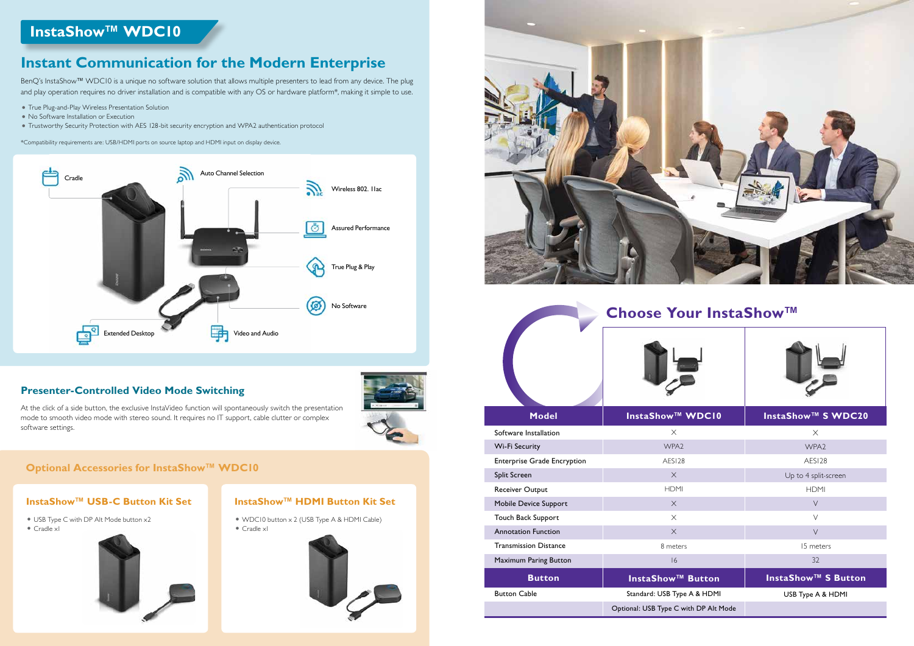# InstaShow™ WDC10

## Instant Communication for the Modern Enterprise

BenQ's InstaShow™ WDC10 is a unique no software solution that allows multiple presenters to lead from any device. The plug and play operation requires no driver installation and is compatible with any OS or hardware platform*, making it simple to use.

- True Plug-and-Play Wireless Presentation Solution
- No Software Installation or Execution
- Trustworthy Security Protection with AES 128-bit security encryption and WPA2 authentication protocol

*Compatibility requirements are: USB/HDMI ports on source laptop and HDMI input on display device.

Cradle

Auto Channel Selection

Wireless 802. 11ac

Assured Performance

True Plug & Play

No Software

Extended Desktop

Video and Audio

## Presenter-Controlled Video Mode Switching

At the click of a side button, the exclusive InstaVideo function will spontaneously switch the presentation mode to smooth video mode with stereo sound. It requires no IT support, cable clutter or complex software settings.

## Optional Accessories for InstaShow™ WDC10

### InstaShow™ USB-C Button Kit Set

- USB Type C with DP Alt Mode button x2
- Cradle x1

### InstaShow™ HDMI Button Kit Set

- WDC10 button x 2 (USB Type A & HDMI Cable)
- Cradle x1

## Choose Your InstaShow™

| Model | InstaShow™ WDC10 | InstaShow™ S WDC20 |
|---|---|---|
| Software Installation | X | X |
| Wi-Fi Security | WPA2 | WPA2 |
| Enterprise Grade Encryption | AES128 | AES128 |
| Split Screen | X | Up to 4 split-screen |
| Receiver Output | HDMI | HDMI |
| Mobile Device Support | X | V |
| Touch Back Support | X | V |
| Annotation Function | X | V |
| Transmission Distance | 8 meters | 15 meters |
| Maximum Paring Button | 16 | 32 |
| **Button** | **InstaShow™ Button** | **InstaShow™ S Button** |
| Button Cable | Standard: USB Type A & HDMI | USB Type A & HDMI |
| | Optional: USB Type C with DP Alt Mode | |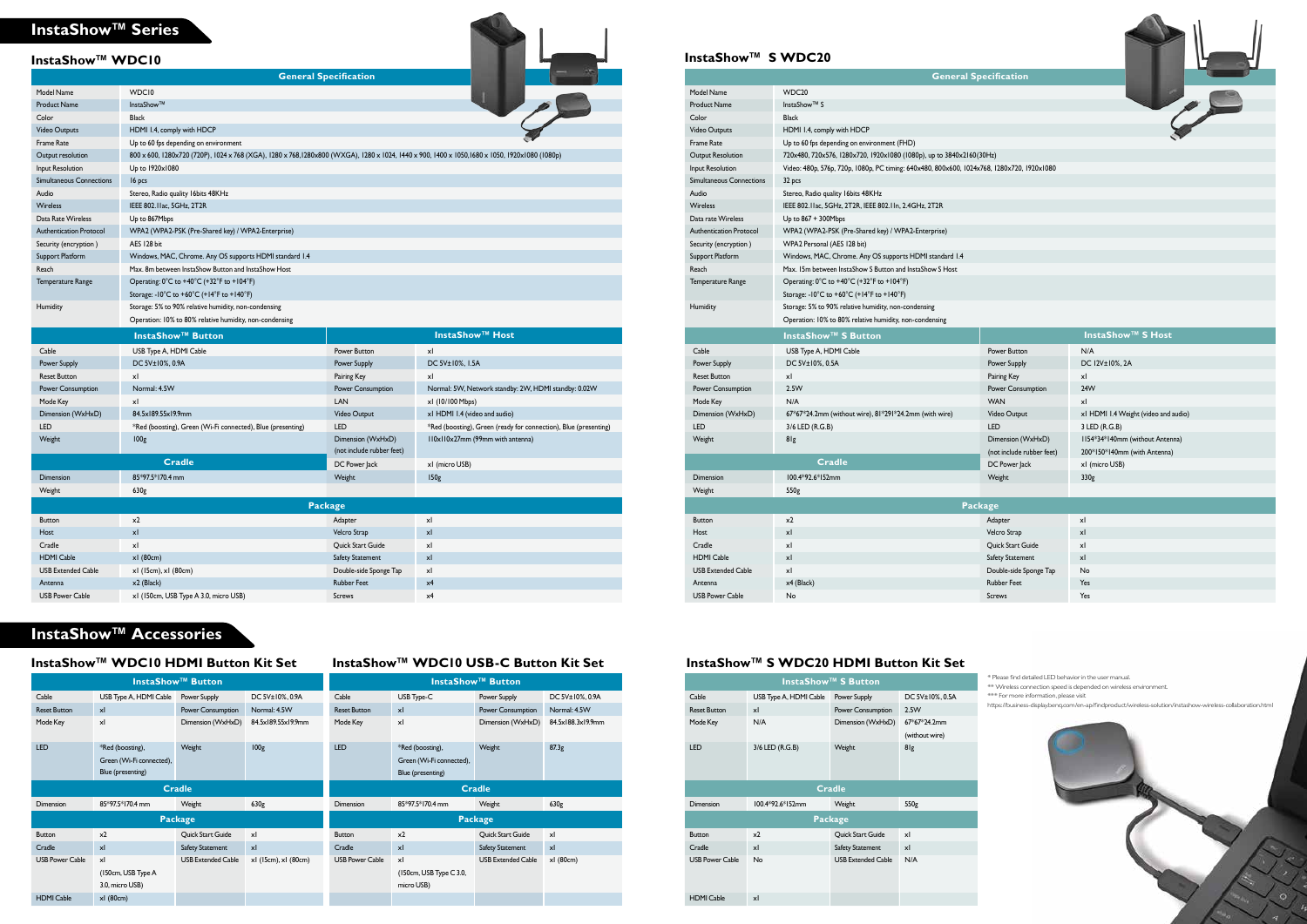# InstaShow™ Series

## InstaShow™ WDC10

| General Specification | |
|---|---|
| Model Name | WDC10 |
| Product Name | InstaShow™ |
| Color | Black |
| Video Outputs | HDMI 1.4, comply with HDCP |
| Frame Rate | Up to 60 fps depending on environment |
| Output resolution | 800 x 600, 1280x720 (720P), 1024 x 768 (XGA), 1280 x 768,1280x800 (WXGA), 1280 x 1024, 1440 x 900, 1400 x 1050,1680 x 1050, 1920x1080 (1080p) |
| Input Resolution | Up to 1920x1080 |
| Simultaneous Connections | 16 pcs |
| Audio | Stereo, Radio quality 16bits 48KHz |
| Wireless | IEEE 802.11ac, 5GHz, 2T2R |
| Data Rate Wireless | Up to 867Mbps |
| Authentication Protocol | WPA2 (WPA2-PSK (Pre-Shared key) / WPA2-Enterprise) |
| Security (encryption ) | AES 128 bit |
| Support Platform | Windows, MAC, Chrome. Any OS supports HDMI standard 1.4 |
| Reach | Max. 8m between InstaShow Button and InstaShow Host |
| Temperature Range | Operating: 0°C to +40°C (+32°F to +104°F) |
| | Storage: -10°C to +60°C (+14°F to +140°F) |
| Humidity | Storage: 5% to 90% relative humidity, non-condensing |
| | Operation: 10% to 80% relative humidity, non-condensing |

| InstaShow™ Button | | InstaShow™ Host | |
|---|---|---|---|
| Cable | USB Type A, HDMI Cable | Power Button | x1 |
| Power Supply | DC 5V±10%, 0.9A | Power Supply | DC 5V±10%, 1.5A |
| Reset Button | x1 | Pairing Key | x1 |
| Power Consumption | Normal: 4.5W | Power Consumption | Normal: 5W, Network standby: 2W, HDMI standby: 0.02W |
| Mode Key | x1 | LAN | x1 (10/100 Mbps) |
| Dimension (WxHxD) | 84.5x189.55x19.9mm | Video Output | x1 HDMI 1.4 (video and audio) |
| LED | *Red (boosting), Green (Wi-Fi connected), Blue (presenting) | LED | *Red (boosting), Green (ready for connection), Blue (presenting) |
| Weight | 100g | Dimension (WxHxD) (not include rubber feet) | 110x110x27mm (99mm with antenna) |
| **Cradle** | | DC Power Jack | x1 (micro USB) |
| Dimension | 85*97.5*170.4 mm | Weight | 150g |
| Weight | 630g | | |

| Package | | | |
|---|---|---|---|
| Button | x2 | Adapter | x1 |
| Host | x1 | Velcro Strap | x1 |
| Cradle | x1 | Quick Start Guide | x1 |
| HDMI Cable | x1 (80cm) | Safety Statement | x1 |
| USB Extended Cable | x1 (15cm), x1 (80cm) | Double-side Sponge Tap | x1 |
| Antenna | x2 (Black) | Rubber Feet | x4 |
| USB Power Cable | x1 (150cm, USB Type A 3.0, micro USB) | Screws | x4 |

## InstaShow™ S WDC20

| General Specification | |
|---|---|
| Model Name | WDC20 |
| Product Name | InstaShow™ S |
| Color | Black |
| Video Outputs | HDMI 1.4, comply with HDCP |
| Frame Rate | Up to 60 fps depending on environment (FHD) |
| Output Resolution | 720x480, 720x576, 1280x720, 1920x1080 (1080p), up to 3840x2160(30Hz) |
| Input Resolution | Video: 480p, 576p, 720p, 1080p, PC timing: 640x480, 800x600, 1024x768, 1280x720, 1920x1080 |
| Simultaneous Connections | 32 pcs |
| Audio | Stereo, Radio quality 16bits 48KHz |
| Wireless | IEEE 802.11ac, 5GHz, 2T2R, IEEE 802.11n, 2.4GHz, 2T2R |
| Data rate Wireless | Up to 867 + 300Mbps |
| Authentication Protocol | WPA2 (WPA2-PSK (Pre-Shared key) / WPA2-Enterprise) |
| Security (encryption ) | WPA2 Personal (AES 128 bit) |
| Support Platform | Windows, MAC, Chrome. Any OS supports HDMI standard 1.4 |
| Reach | Max. 15m between InstaShow S Button and InstaShow S Host |
| Temperature Range | Operating: 0°C to +40°C (+32°F to +104°F) |
| | Storage: -10°C to +60°C (+14°F to +140°F) |
| Humidity | Storage: 5% to 90% relative humidity, non-condensing |
| | Operation: 10% to 80% relative humidity, non-condensing |

| InstaShow™ S Button | | InstaShow™ S Host | |
|---|---|---|---|
| Cable | USB Type A, HDMI Cable | Power Button | N/A |
| Power Supply | DC 5V±10%, 0.5A | Power Supply | DC 12V±10%, 2A |
| Reset Button | x1 | Pairing Key | x1 |
| Power Consumption | 2.5W | Power Consumption | 24W |
| Mode Key | N/A | WAN | x1 |
| Dimension (WxHxD) | 67*67*24.2mm (without wire), 81*291*24.2mm (with wire) | Video Output | x1 HDMI 1.4 Weight (video and audio) |
| LED | 3/6 LED (R.G.B) | LED | 3 LED (R.G.B) |
| Weight | 81g | Dimension (WxHxD) (not include rubber feet) | 1154*34*140mm (without Antenna) 200*150*140mm (with Antenna) |
| **Cradle** | | DC Power Jack | x1 (micro USB) |
| Dimension | 100.4*92.6*152mm | Weight | 330g |
| Weight | 550g | | |

| Package | | | |
|---|---|---|---|
| Button | x2 | Adapter | x1 |
| Host | x1 | Velcro Strap | x1 |
| Cradle | x1 | Quick Start Guide | x1 |
| HDMI Cable | x1 | Safety Statement | x1 |
| USB Extended Cable | x1 | Double-side Sponge Tap | No |
| Antenna | x4 (Black) | Rubber Feet | Yes |
| USB Power Cable | No | Screws | Yes |

# InstaShow™ Accessories

## InstaShow™ WDC10 HDMI Button Kit Set

| InstaShow™ Button | | | |
|---|---|---|---|
| Cable | USB Type A, HDMI Cable | Power Supply | DC 5V±10%, 0.9A |
| Reset Button | x1 | Power Consumption | Normal: 4.5W |
| Mode Key | x1 | Dimension (WxHxD) | 84.5x189.55x19.9mm |
| LED | *Red (boosting), Green (Wi-Fi connected), Blue (presenting) | Weight | 100g |
| **Cradle** | | | |
| Dimension | 85*97.5*170.4 mm | Weight | 630g |
| **Package** | | | |
| Button | x2 | Quick Start Guide | x1 |
| Cradle | x1 | Safety Statement | x1 |
| USB Power Cable | x1 (150cm, USB Type A 3.0, micro USB) | USB Extended Cable | x1 (15cm), x1 (80cm) |
| HDMI Cable | x1 (80cm) | | |

## InstaShow™ WDC10 USB-C Button Kit Set

| InstaShow™ Button | | | |
|---|---|---|---|
| Cable | USB Type-C | Power Supply | DC 5V±10%, 0.9A |
| Reset Button | x1 | Power Consumption | Normal: 4.5W |
| Mode Key | x1 | Dimension (WxHxD) | 84.5x188.3x19.9mm |
| LED | *Red (boosting), Green (Wi-Fi connected), Blue (presenting) | Weight | 87.3g |
| **Cradle** | | | |
| Dimension | 85*97.5*170.4 mm | Weight | 630g |
| **Package** | | | |
| Button | x2 | Quick Start Guide | x1 |
| Cradle | x1 | Safety Statement | x1 |
| USB Power Cable | x1 (150cm, USB Type C 3.0, micro USB) | USB Extended Cable | x1 (80cm) |

## InstaShow™ S WDC20 HDMI Button Kit Set

| InstaShow™ S Button | | | |
|---|---|---|---|
| Cable | USB Type A, HDMI Cable | Power Supply | DC 5V±10%, 0.5A |
| Reset Button | x1 | Power Consumption | 2.5W |
| Mode Key | N/A | Dimension (WxHxD) | 67*67*24.2mm (without wire) |
| LED | 3/6 LED (R.G.B) | Weight | 81g |
| **Cradle** | | | |
| Dimension | 100.4*92.6*152mm | Weight | 550g |
| **Package** | | | |
| Button | x2 | Quick Start Guide | x1 |
| Cradle | x1 | Safety Statement | x1 |
| USB Power Cable | No | USB Extended Cable | N/A |
| HDMI Cable | x1 | | |

\* Please find detailed LED behavior in the user manual.
\** Wireless connection speed is depended on wireless environment.
\*** For more information, please visit
https://business-display.benq.com/en-ap/findproduct/wireless-solution/instashow-wireless-collaboration.html